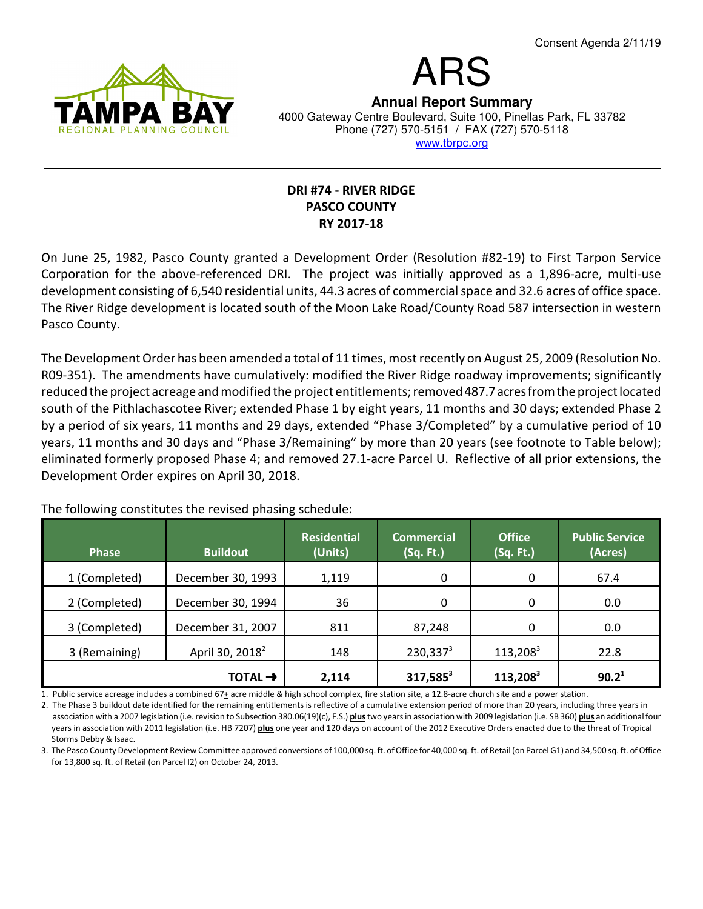Consent Agenda 2/11/19

# ARS

**Annual Report Summary**

4000 Gateway Centre Boulevard, Suite 100, Pinellas Park, FL 33782
Phone (727) 570-5151 / FAX (727) 570-5118
www.tbrpc.org

TAMPA BAY REGIONAL PLANNING COUNCIL

## DRI #74 - RIVER RIDGE
## PASCO COUNTY
## RY 2017-18

On June 25, 1982, Pasco County granted a Development Order (Resolution #82-19) to First Tarpon Service Corporation for the above-referenced DRI. The project was initially approved as a 1,896-acre, multi-use development consisting of 6,540 residential units, 44.3 acres of commercial space and 32.6 acres of office space. The River Ridge development is located south of the Moon Lake Road/County Road 587 intersection in western Pasco County.

The Development Order has been amended a total of 11 times, most recently on August 25, 2009 (Resolution No. R09-351). The amendments have cumulatively: modified the River Ridge roadway improvements; significantly reduced the project acreage and modified the project entitlements; removed 487.7 acres from the project located south of the Pithlachascotee River; extended Phase 1 by eight years, 11 months and 30 days; extended Phase 2 by a period of six years, 11 months and 29 days, extended "Phase 3/Completed" by a cumulative period of 10 years, 11 months and 30 days and "Phase 3/Remaining" by more than 20 years (see footnote to Table below); eliminated formerly proposed Phase 4; and removed 27.1-acre Parcel U. Reflective of all prior extensions, the Development Order expires on April 30, 2018.

The following constitutes the revised phasing schedule:

| Phase | Buildout | Residential (Units) | Commercial (Sq. Ft.) | Office (Sq. Ft.) | Public Service (Acres) |
|---|---|---|---|---|---|
| 1 (Completed) | December 30, 1993 | 1,119 | 0 | 0 | 67.4 |
| 2 (Completed) | December 30, 1994 | 36 | 0 | 0 | 0.0 |
| 3 (Completed) | December 31, 2007 | 811 | 87,248 | 0 | 0.0 |
| 3 (Remaining) | April 30, 2018[2] | 148 | 230,337[3] | 113,208[3] | 22.8 |
| | **TOTAL ➔** | **2,114** | **317,585[3]** | **113,208[3]** | **90.2[1]** |

1. Public service acreage includes a combined 67± acre middle & high school complex, fire station site, a 12.8-acre church site and a power station.
2. The Phase 3 buildout date identified for the remaining entitlements is reflective of a cumulative extension period of more than 20 years, including three years in association with a 2007 legislation (i.e. revision to Subsection 380.06(19)(c), F.S.) **plus** two years in association with 2009 legislation (i.e. SB 360) **plus** an additional four years in association with 2011 legislation (i.e. HB 7207) **plus** one year and 120 days on account of the 2012 Executive Orders enacted due to the threat of Tropical Storms Debby & Isaac.
3. The Pasco County Development Review Committee approved conversions of 100,000 sq. ft. of Office for 40,000 sq. ft. of Retail (on Parcel G1) and 34,500 sq. ft. of Office for 13,800 sq. ft. of Retail (on Parcel I2) on October 24, 2013.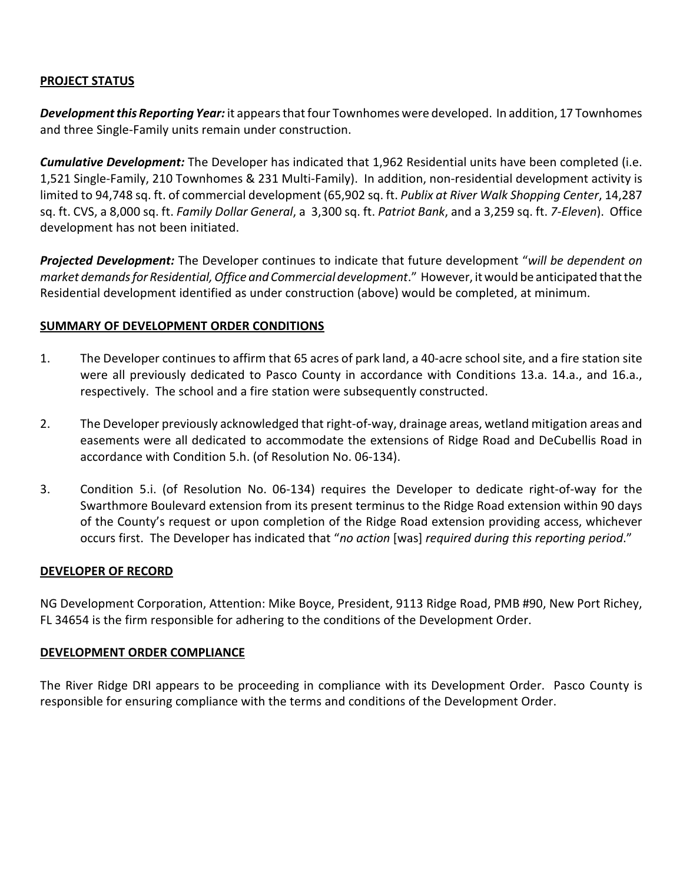## PROJECT STATUS

***Development this Reporting Year:*** it appears that four Townhomes were developed. In addition, 17 Townhomes and three Single-Family units remain under construction.

***Cumulative Development:*** The Developer has indicated that 1,962 Residential units have been completed (i.e. 1,521 Single-Family, 210 Townhomes & 231 Multi-Family). In addition, non-residential development activity is limited to 94,748 sq. ft. of commercial development (65,902 sq. ft. *Publix at River Walk Shopping Center*, 14,287 sq. ft. CVS, a 8,000 sq. ft. *Family Dollar General*, a 3,300 sq. ft. *Patriot Bank*, and a 3,259 sq. ft. *7-Eleven*). Office development has not been initiated.

***Projected Development:*** The Developer continues to indicate that future development "*will be dependent on market demands for Residential, Office and Commercial development*." However, it would be anticipated that the Residential development identified as under construction (above) would be completed, at minimum.

## SUMMARY OF DEVELOPMENT ORDER CONDITIONS

1. The Developer continues to affirm that 65 acres of park land, a 40-acre school site, and a fire station site were all previously dedicated to Pasco County in accordance with Conditions 13.a. 14.a., and 16.a., respectively. The school and a fire station were subsequently constructed.

2. The Developer previously acknowledged that right-of-way, drainage areas, wetland mitigation areas and easements were all dedicated to accommodate the extensions of Ridge Road and DeCubellis Road in accordance with Condition 5.h. (of Resolution No. 06-134).

3. Condition 5.i. (of Resolution No. 06-134) requires the Developer to dedicate right-of-way for the Swarthmore Boulevard extension from its present terminus to the Ridge Road extension within 90 days of the County's request or upon completion of the Ridge Road extension providing access, whichever occurs first. The Developer has indicated that "*no action* [was] *required during this reporting period*."

## DEVELOPER OF RECORD

NG Development Corporation, Attention: Mike Boyce, President, 9113 Ridge Road, PMB #90, New Port Richey, FL 34654 is the firm responsible for adhering to the conditions of the Development Order.

## DEVELOPMENT ORDER COMPLIANCE

The River Ridge DRI appears to be proceeding in compliance with its Development Order. Pasco County is responsible for ensuring compliance with the terms and conditions of the Development Order.